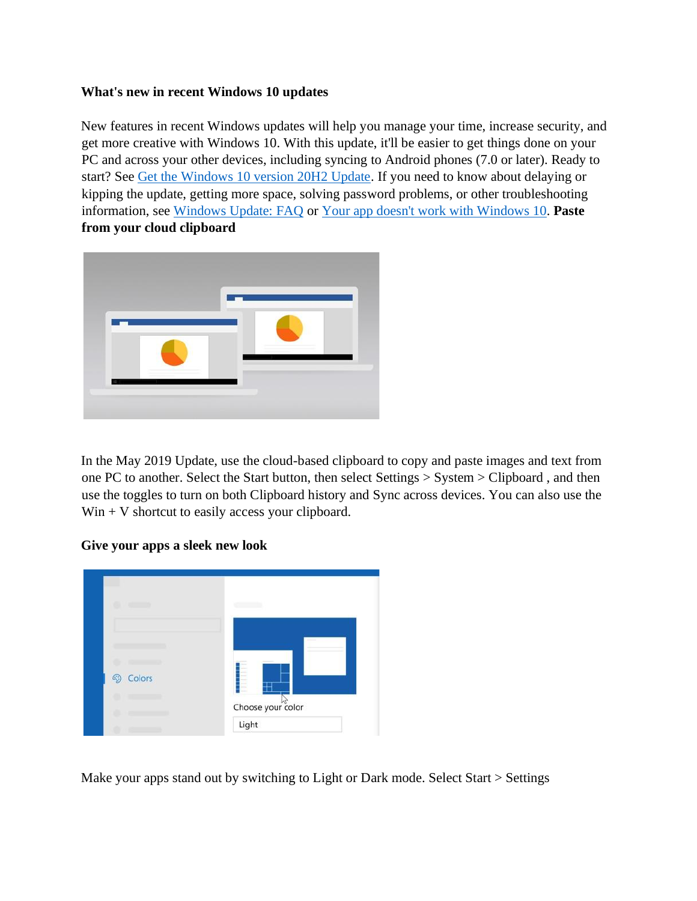**What's new in recent Windows 10 updates**

New features in recent Windows updates will help you manage your time, increase security, and get more creative with Windows 10. With this update, it'll be easier to get things done on your PC and across your other devices, including syncing to Android phones (7.0 or later). Ready to start? See Get the Windows 10 version 20H2 Update. If you need to know about delaying or kipping the update, getting more space, solving password problems, or other troubleshooting information, see Windows Update: FAQ or Your app doesn't work with Windows 10. **Paste from your cloud clipboard**

In the May 2019 Update, use the cloud-based clipboard to copy and paste images and text from one PC to another. Select the Start button, then select Settings > System > Clipboard , and then use the toggles to turn on both Clipboard history and Sync across devices. You can also use the Win + V shortcut to easily access your clipboard.

**Give your apps a sleek new look**

Make your apps stand out by switching to Light or Dark mode. Select Start > Settings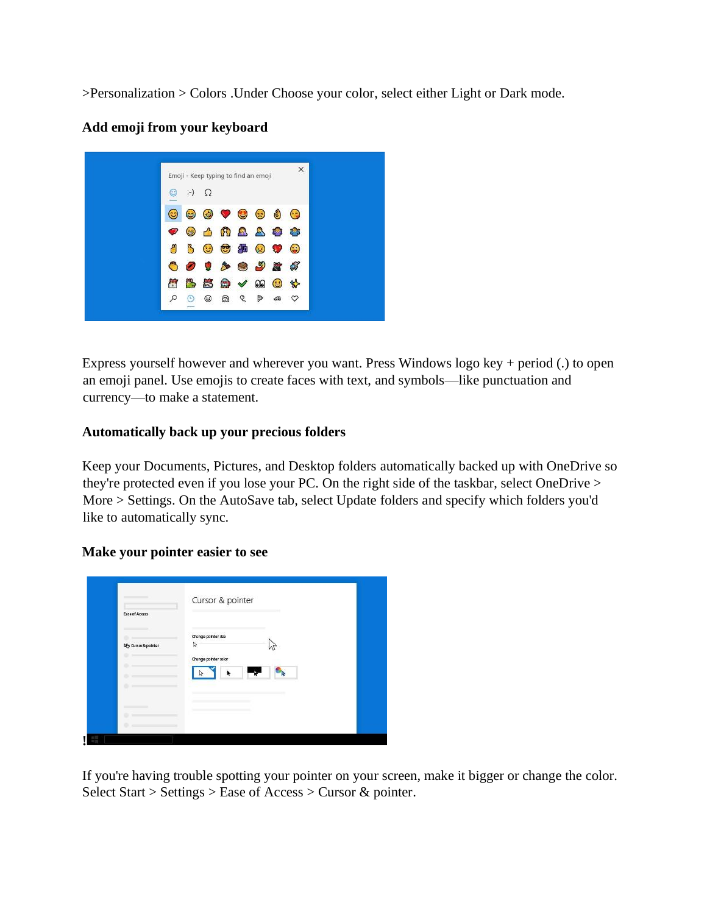>Personalization > Colors .Under Choose your color, select either Light or Dark mode.

**Add emoji from your keyboard**

Express yourself however and wherever you want. Press Windows logo key + period (.) to open an emoji panel. Use emojis to create faces with text, and symbols—like punctuation and currency—to make a statement.

**Automatically back up your precious folders**

Keep your Documents, Pictures, and Desktop folders automatically backed up with OneDrive so they're protected even if you lose your PC. On the right side of the taskbar, select OneDrive > More > Settings. On the AutoSave tab, select Update folders and specify which folders you'd like to automatically sync.

**Make your pointer easier to see**

!

If you're having trouble spotting your pointer on your screen, make it bigger or change the color. Select Start > Settings > Ease of Access > Cursor & pointer.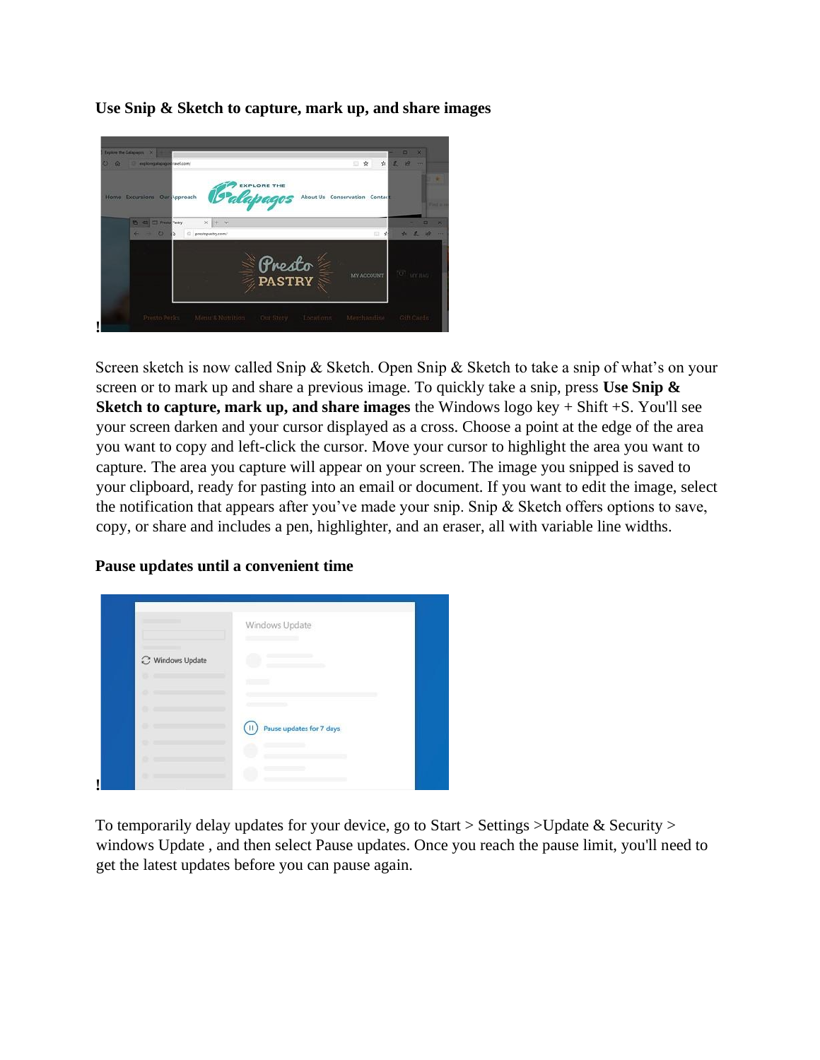**Use Snip & Sketch to capture, mark up, and share images**

!

Screen sketch is now called Snip & Sketch. Open Snip & Sketch to take a snip of what's on your screen or to mark up and share a previous image. To quickly take a snip, press **Use Snip & Sketch to capture, mark up, and share images** the Windows logo key + Shift +S. You'll see your screen darken and your cursor displayed as a cross. Choose a point at the edge of the area you want to copy and left-click the cursor. Move your cursor to highlight the area you want to capture. The area you capture will appear on your screen. The image you snipped is saved to your clipboard, ready for pasting into an email or document. If you want to edit the image, select the notification that appears after you've made your snip. Snip & Sketch offers options to save, copy, or share and includes a pen, highlighter, and an eraser, all with variable line widths.

**Pause updates until a convenient time**

!

To temporarily delay updates for your device, go to Start > Settings >Update & Security > windows Update , and then select Pause updates. Once you reach the pause limit, you'll need to get the latest updates before you can pause again.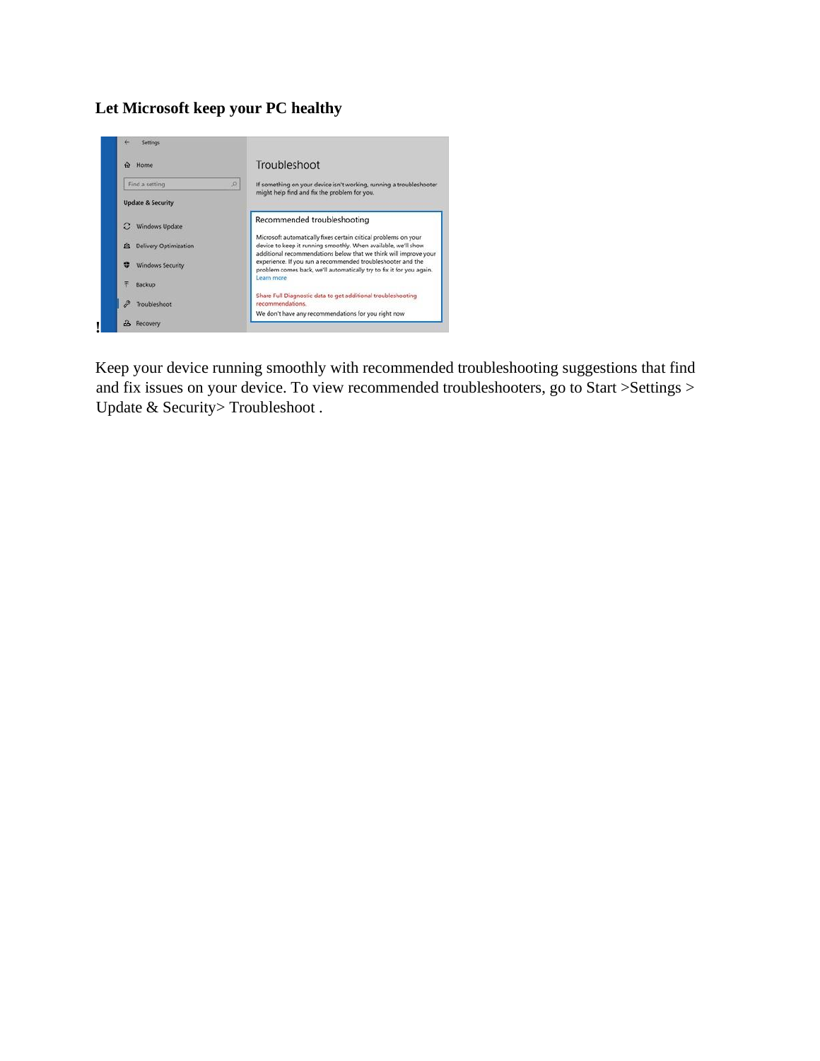**Let Microsoft keep your PC healthy**

Keep your device running smoothly with recommended troubleshooting suggestions that find and fix issues on your device. To view recommended troubleshooters, go to Start >Settings > Update & Security> Troubleshoot .